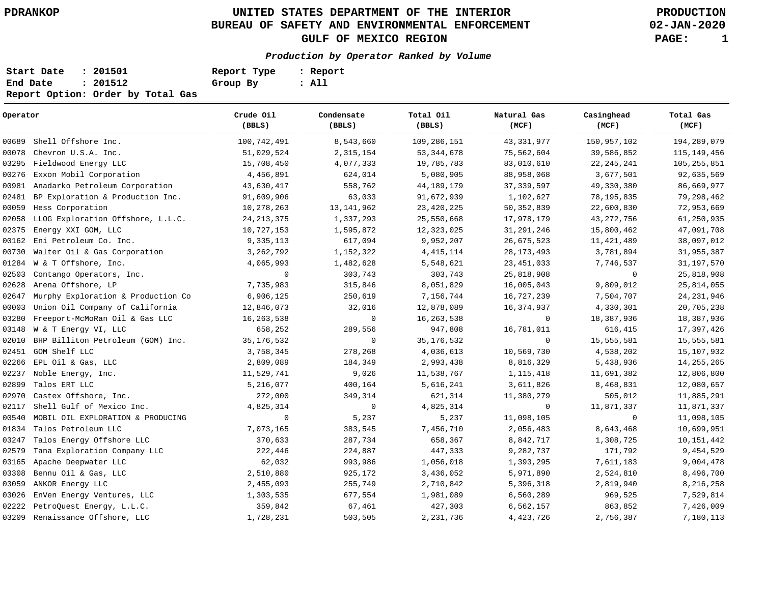PDRANKOP

# UNITED STATES DEPARTMENT OF THE INTERIOR
## BUREAU OF SAFETY AND ENVIRONMENTAL ENFORCEMENT
## GULF OF MEXICO REGION

PRODUCTION
02-JAN-2020

***Production by Operator Ranked by Volume***

**Start Date : 201501**
**End Date : 201512**
**Report Option: Order by Total Gas**

**Report Type : Report**
**Group By : All**

| Operator | Crude Oil (BBLS) | Condensate (BBLS) | Total Oil (BBLS) | Natural Gas (MCF) | Casinghead (MCF) | Total Gas (MCF) |
|---|---|---|---|---|---|---|
| 00689 Shell Offshore Inc. | 100,742,491 | 8,543,660 | 109,286,151 | 43,331,977 | 150,957,102 | 194,289,079 |
| 00078 Chevron U.S.A. Inc. | 51,029,524 | 2,315,154 | 53,344,678 | 75,562,604 | 39,586,852 | 115,149,456 |
| 03295 Fieldwood Energy LLC | 15,708,450 | 4,077,333 | 19,785,783 | 83,010,610 | 22,245,241 | 105,255,851 |
| 00276 Exxon Mobil Corporation | 4,456,891 | 624,014 | 5,080,905 | 88,958,068 | 3,677,501 | 92,635,569 |
| 00981 Anadarko Petroleum Corporation | 43,630,417 | 558,762 | 44,189,179 | 37,339,597 | 49,330,380 | 86,669,977 |
| 02481 BP Exploration & Production Inc. | 91,609,906 | 63,033 | 91,672,939 | 1,102,627 | 78,195,835 | 79,298,462 |
| 00059 Hess Corporation | 10,278,263 | 13,141,962 | 23,420,225 | 50,352,839 | 22,600,830 | 72,953,669 |
| 02058 LLOG Exploration Offshore, L.L.C. | 24,213,375 | 1,337,293 | 25,550,668 | 17,978,179 | 43,272,756 | 61,250,935 |
| 02375 Energy XXI GOM, LLC | 10,727,153 | 1,595,872 | 12,323,025 | 31,291,246 | 15,800,462 | 47,091,708 |
| 00162 Eni Petroleum Co. Inc. | 9,335,113 | 617,094 | 9,952,207 | 26,675,523 | 11,421,489 | 38,097,012 |
| 00730 Walter Oil & Gas Corporation | 3,262,792 | 1,152,322 | 4,415,114 | 28,173,493 | 3,781,894 | 31,955,387 |
| 01284 W & T Offshore, Inc. | 4,065,993 | 1,482,628 | 5,548,621 | 23,451,033 | 7,746,537 | 31,197,570 |
| 02503 Contango Operators, Inc. | 0 | 303,743 | 303,743 | 25,818,908 | 0 | 25,818,908 |
| 02628 Arena Offshore, LP | 7,735,983 | 315,846 | 8,051,829 | 16,005,043 | 9,809,012 | 25,814,055 |
| 02647 Murphy Exploration & Production Co | 6,906,125 | 250,619 | 7,156,744 | 16,727,239 | 7,504,707 | 24,231,946 |
| 00003 Union Oil Company of California | 12,846,073 | 32,016 | 12,878,089 | 16,374,937 | 4,330,301 | 20,705,238 |
| 03280 Freeport-McMoRan Oil & Gas LLC | 16,263,538 | 0 | 16,263,538 | 0 | 18,387,936 | 18,387,936 |
| 03148 W & T Energy VI, LLC | 658,252 | 289,556 | 947,808 | 16,781,011 | 616,415 | 17,397,426 |
| 02010 BHP Billiton Petroleum (GOM) Inc. | 35,176,532 | 0 | 35,176,532 | 0 | 15,555,581 | 15,555,581 |
| 02451 GOM Shelf LLC | 3,758,345 | 278,268 | 4,036,613 | 10,569,730 | 4,538,202 | 15,107,932 |
| 02266 EPL Oil & Gas, LLC | 2,809,089 | 184,349 | 2,993,438 | 8,816,329 | 5,438,936 | 14,255,265 |
| 02237 Noble Energy, Inc. | 11,529,741 | 9,026 | 11,538,767 | 1,115,418 | 11,691,382 | 12,806,800 |
| 02899 Talos ERT LLC | 5,216,077 | 400,164 | 5,616,241 | 3,611,826 | 8,468,831 | 12,080,657 |
| 02970 Castex Offshore, Inc. | 272,000 | 349,314 | 621,314 | 11,380,279 | 505,012 | 11,885,291 |
| 02117 Shell Gulf of Mexico Inc. | 4,825,314 | 0 | 4,825,314 | 0 | 11,871,337 | 11,871,337 |
| 00540 MOBIL OIL EXPLORATION & PRODUCING | 0 | 5,237 | 5,237 | 11,098,105 | 0 | 11,098,105 |
| 01834 Talos Petroleum LLC | 7,073,165 | 383,545 | 7,456,710 | 2,056,483 | 8,643,468 | 10,699,951 |
| 03247 Talos Energy Offshore LLC | 370,633 | 287,734 | 658,367 | 8,842,717 | 1,308,725 | 10,151,442 |
| 02579 Tana Exploration Company LLC | 222,446 | 224,887 | 447,333 | 9,282,737 | 171,792 | 9,454,529 |
| 03165 Apache Deepwater LLC | 62,032 | 993,986 | 1,056,018 | 1,393,295 | 7,611,183 | 9,004,478 |
| 03308 Bennu Oil & Gas, LLC | 2,510,880 | 925,172 | 3,436,052 | 5,971,890 | 2,524,810 | 8,496,700 |
| 03059 ANKOR Energy LLC | 2,455,093 | 255,749 | 2,710,842 | 5,396,318 | 2,819,940 | 8,216,258 |
| 03026 EnVen Energy Ventures, LLC | 1,303,535 | 677,554 | 1,981,089 | 6,560,289 | 969,525 | 7,529,814 |
| 02222 PetroQuest Energy, L.L.C. | 359,842 | 67,461 | 427,303 | 6,562,157 | 863,852 | 7,426,009 |
| 03209 Renaissance Offshore, LLC | 1,728,231 | 503,505 | 2,231,736 | 4,423,726 | 2,756,387 | 7,180,113 |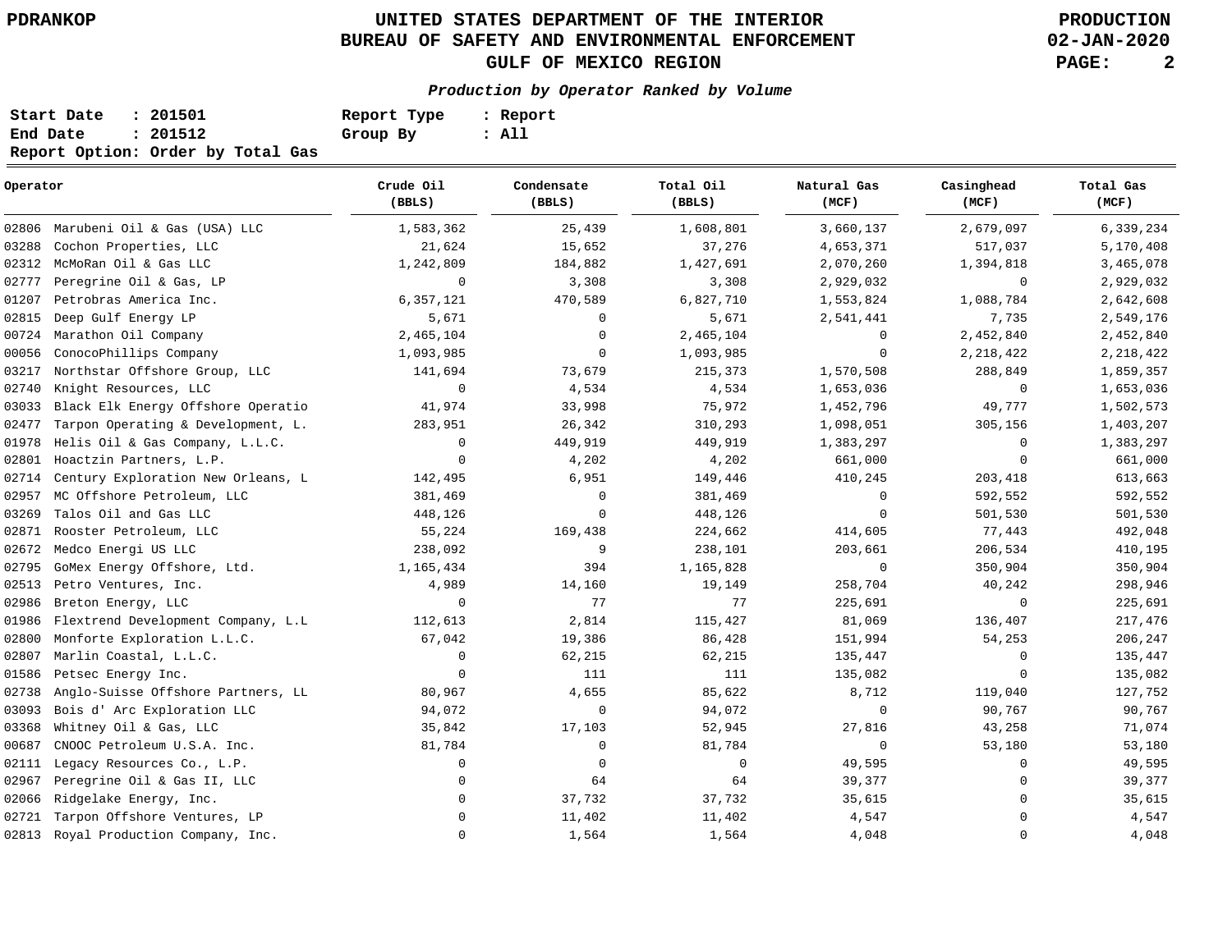PDRANKOP

# UNITED STATES DEPARTMENT OF THE INTERIOR
## BUREAU OF SAFETY AND ENVIRONMENTAL ENFORCEMENT
## GULF OF MEXICO REGION

PRODUCTION
02-JAN-2020

***Production by Operator Ranked by Volume***

**Start Date : 201501** &nbsp;&nbsp; **Report Type : Report**
**End Date : 201512** &nbsp;&nbsp; **Group By : All**
**Report Option: Order by Total Gas**

| Operator | Crude Oil (BBLS) | Condensate (BBLS) | Total Oil (BBLS) | Natural Gas (MCF) | Casinghead (MCF) | Total Gas (MCF) |
|---|---|---|---|---|---|---|
| 02806 Marubeni Oil & Gas (USA) LLC | 1,583,362 | 25,439 | 1,608,801 | 3,660,137 | 2,679,097 | 6,339,234 |
| 03288 Cochon Properties, LLC | 21,624 | 15,652 | 37,276 | 4,653,371 | 517,037 | 5,170,408 |
| 02312 McMoRan Oil & Gas LLC | 1,242,809 | 184,882 | 1,427,691 | 2,070,260 | 1,394,818 | 3,465,078 |
| 02777 Peregrine Oil & Gas, LP | 0 | 3,308 | 3,308 | 2,929,032 | 0 | 2,929,032 |
| 01207 Petrobras America Inc. | 6,357,121 | 470,589 | 6,827,710 | 1,553,824 | 1,088,784 | 2,642,608 |
| 02815 Deep Gulf Energy LP | 5,671 | 0 | 5,671 | 2,541,441 | 7,735 | 2,549,176 |
| 00724 Marathon Oil Company | 2,465,104 | 0 | 2,465,104 | 0 | 2,452,840 | 2,452,840 |
| 00056 ConocoPhillips Company | 1,093,985 | 0 | 1,093,985 | 0 | 2,218,422 | 2,218,422 |
| 03217 Northstar Offshore Group, LLC | 141,694 | 73,679 | 215,373 | 1,570,508 | 288,849 | 1,859,357 |
| 02740 Knight Resources, LLC | 0 | 4,534 | 4,534 | 1,653,036 | 0 | 1,653,036 |
| 03033 Black Elk Energy Offshore Operatio | 41,974 | 33,998 | 75,972 | 1,452,796 | 49,777 | 1,502,573 |
| 02477 Tarpon Operating & Development, L. | 283,951 | 26,342 | 310,293 | 1,098,051 | 305,156 | 1,403,207 |
| 01978 Helis Oil & Gas Company, L.L.C. | 0 | 449,919 | 449,919 | 1,383,297 | 0 | 1,383,297 |
| 02801 Hoactzin Partners, L.P. | 0 | 4,202 | 4,202 | 661,000 | 0 | 661,000 |
| 02714 Century Exploration New Orleans, L | 142,495 | 6,951 | 149,446 | 410,245 | 203,418 | 613,663 |
| 02957 MC Offshore Petroleum, LLC | 381,469 | 0 | 381,469 | 0 | 592,552 | 592,552 |
| 03269 Talos Oil and Gas LLC | 448,126 | 0 | 448,126 | 0 | 501,530 | 501,530 |
| 02871 Rooster Petroleum, LLC | 55,224 | 169,438 | 224,662 | 414,605 | 77,443 | 492,048 |
| 02672 Medco Energi US LLC | 238,092 | 9 | 238,101 | 203,661 | 206,534 | 410,195 |
| 02795 GoMex Energy Offshore, Ltd. | 1,165,434 | 394 | 1,165,828 | 0 | 350,904 | 350,904 |
| 02513 Petro Ventures, Inc. | 4,989 | 14,160 | 19,149 | 258,704 | 40,242 | 298,946 |
| 02986 Breton Energy, LLC | 0 | 77 | 77 | 225,691 | 0 | 225,691 |
| 01986 Flextrend Development Company, L.L | 112,613 | 2,814 | 115,427 | 81,069 | 136,407 | 217,476 |
| 02800 Monforte Exploration L.L.C. | 67,042 | 19,386 | 86,428 | 151,994 | 54,253 | 206,247 |
| 02807 Marlin Coastal, L.L.C. | 0 | 62,215 | 62,215 | 135,447 | 0 | 135,447 |
| 01586 Petsec Energy Inc. | 0 | 111 | 111 | 135,082 | 0 | 135,082 |
| 02738 Anglo-Suisse Offshore Partners, LL | 80,967 | 4,655 | 85,622 | 8,712 | 119,040 | 127,752 |
| 03093 Bois d' Arc Exploration LLC | 94,072 | 0 | 94,072 | 0 | 90,767 | 90,767 |
| 03368 Whitney Oil & Gas, LLC | 35,842 | 17,103 | 52,945 | 27,816 | 43,258 | 71,074 |
| 00687 CNOOC Petroleum U.S.A. Inc. | 81,784 | 0 | 81,784 | 0 | 53,180 | 53,180 |
| 02111 Legacy Resources Co., L.P. | 0 | 0 | 0 | 49,595 | 0 | 49,595 |
| 02967 Peregrine Oil & Gas II, LLC | 0 | 64 | 64 | 39,377 | 0 | 39,377 |
| 02066 Ridgelake Energy, Inc. | 0 | 37,732 | 37,732 | 35,615 | 0 | 35,615 |
| 02721 Tarpon Offshore Ventures, LP | 0 | 11,402 | 11,402 | 4,547 | 0 | 4,547 |
| 02813 Royal Production Company, Inc. | 0 | 1,564 | 1,564 | 4,048 | 0 | 4,048 |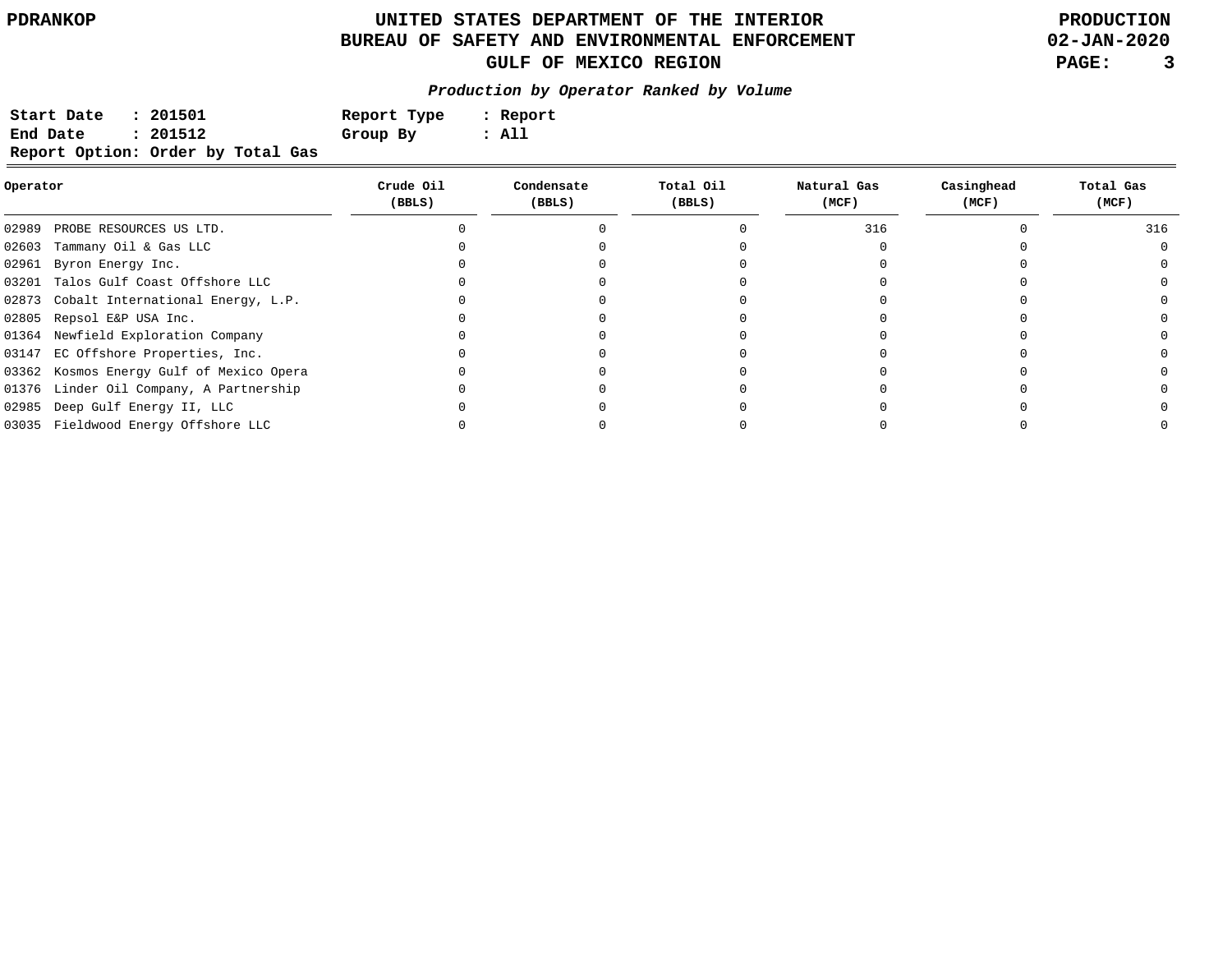# UNITED STATES DEPARTMENT OF THE INTERIOR
## BUREAU OF SAFETY AND ENVIRONMENTAL ENFORCEMENT
## GULF OF MEXICO REGION

PDRANKOP

PRODUCTION
02-JAN-2020

***Production by Operator Ranked by Volume***

**Start Date : 201501**
**End Date : 201512**
**Report Option: Order by Total Gas**

**Report Type : Report**
**Group By : All**

| Operator | Crude Oil (BBLS) | Condensate (BBLS) | Total Oil (BBLS) | Natural Gas (MCF) | Casinghead (MCF) | Total Gas (MCF) |
|---|---|---|---|---|---|---|
| 02989 PROBE RESOURCES US LTD. | 0 | 0 | 0 | 316 | 0 | 316 |
| 02603 Tammany Oil & Gas LLC | 0 | 0 | 0 | 0 | 0 | 0 |
| 02961 Byron Energy Inc. | 0 | 0 | 0 | 0 | 0 | 0 |
| 03201 Talos Gulf Coast Offshore LLC | 0 | 0 | 0 | 0 | 0 | 0 |
| 02873 Cobalt International Energy, L.P. | 0 | 0 | 0 | 0 | 0 | 0 |
| 02805 Repsol E&P USA Inc. | 0 | 0 | 0 | 0 | 0 | 0 |
| 01364 Newfield Exploration Company | 0 | 0 | 0 | 0 | 0 | 0 |
| 03147 EC Offshore Properties, Inc. | 0 | 0 | 0 | 0 | 0 | 0 |
| 03362 Kosmos Energy Gulf of Mexico Opera | 0 | 0 | 0 | 0 | 0 | 0 |
| 01376 Linder Oil Company, A Partnership | 0 | 0 | 0 | 0 | 0 | 0 |
| 02985 Deep Gulf Energy II, LLC | 0 | 0 | 0 | 0 | 0 | 0 |
| 03035 Fieldwood Energy Offshore LLC | 0 | 0 | 0 | 0 | 0 | 0 |